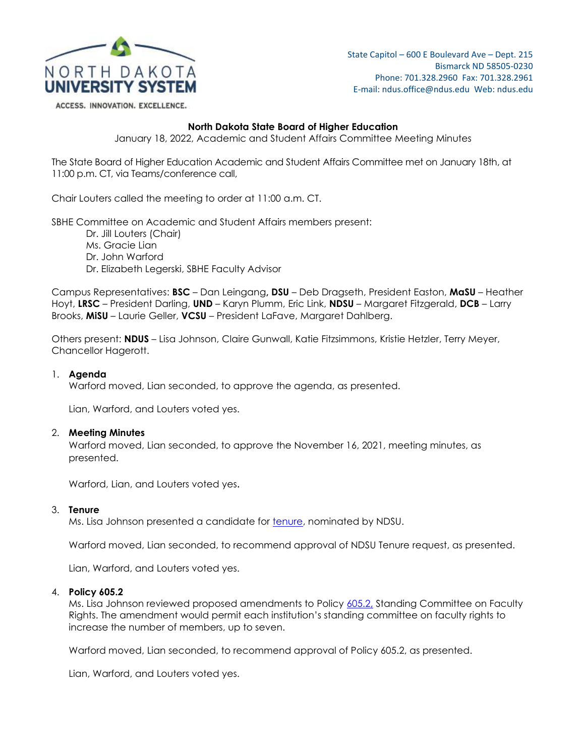NORTH DAKOTA UNIVERSITY SYSTEM

ACCESS. INNOVATION. EXCELLENCE.

State Capitol – 600 E Boulevard Ave – Dept. 215
Bismarck ND 58505-0230
Phone: 701.328.2960 Fax: 701.328.2961
E-mail: ndus.office@ndus.edu Web: ndus.edu

**North Dakota State Board of Higher Education**

January 18, 2022, Academic and Student Affairs Committee Meeting Minutes

The State Board of Higher Education Academic and Student Affairs Committee met on January 18th, at 11:00 p.m. CT, via Teams/conference call,

Chair Louters called the meeting to order at 11:00 a.m. CT.

SBHE Committee on Academic and Student Affairs members present:

Dr. Jill Louters (Chair)
Ms. Gracie Lian
Dr. John Warford
Dr. Elizabeth Legerski, SBHE Faculty Advisor

Campus Representatives: **BSC** – Dan Leingang**, DSU** – Deb Dragseth, President Easton, **MaSU** – Heather Hoyt, **LRSC** – President Darling, **UND** – Karyn Plumm, Eric Link, **NDSU** – Margaret Fitzgerald, **DCB** – Larry Brooks, **MiSU** – Laurie Geller, **VCSU** – President LaFave, Margaret Dahlberg.

Others present: **NDUS** – Lisa Johnson, Claire Gunwall, Katie Fitzsimmons, Kristie Hetzler, Terry Meyer, Chancellor Hagerott.

1. **Agenda**
   Warford moved, Lian seconded, to approve the agenda, as presented.

   Lian, Warford, and Louters voted yes.

2. **Meeting Minutes**
   Warford moved, Lian seconded, to approve the November 16, 2021, meeting minutes, as presented.

   Warford, Lian, and Louters voted yes.

3. **Tenure**
   Ms. Lisa Johnson presented a candidate for tenure, nominated by NDSU.

   Warford moved, Lian seconded, to recommend approval of NDSU Tenure request, as presented.

   Lian, Warford, and Louters voted yes.

4. **Policy 605.2**
   Ms. Lisa Johnson reviewed proposed amendments to Policy 605.2, Standing Committee on Faculty Rights. The amendment would permit each institution's standing committee on faculty rights to increase the number of members, up to seven.

   Warford moved, Lian seconded, to recommend approval of Policy 605.2, as presented.

   Lian, Warford, and Louters voted yes.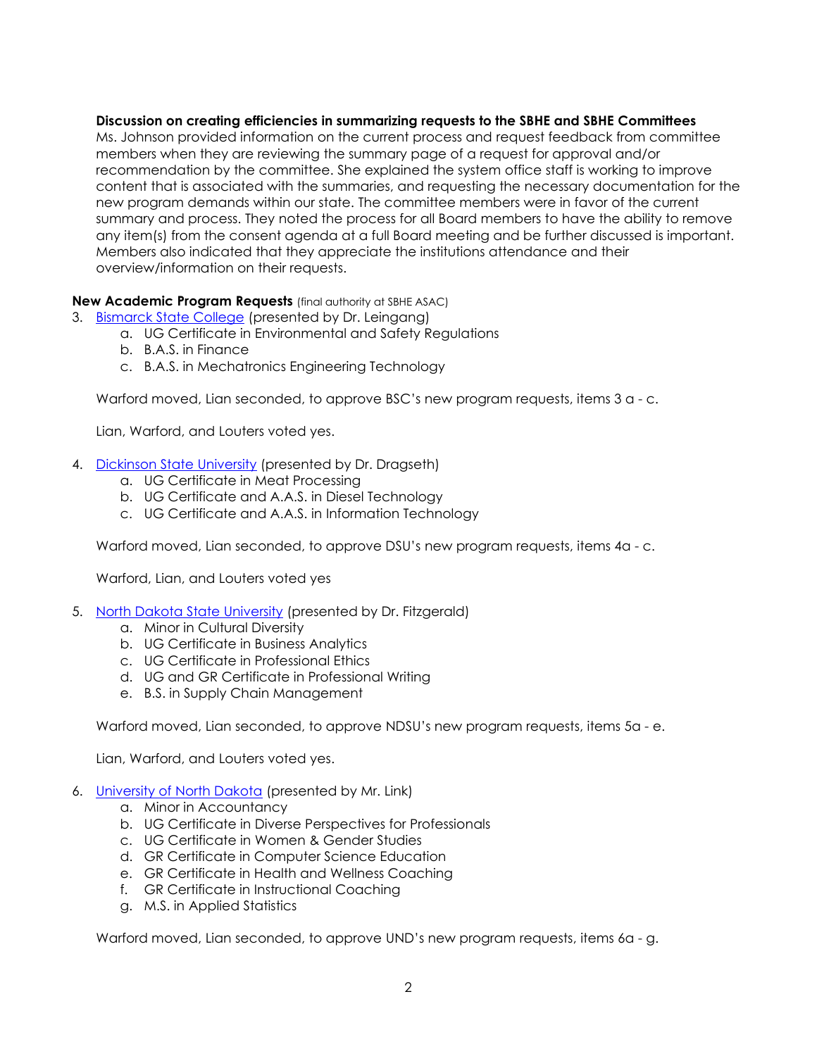**Discussion on creating efficiencies in summarizing requests to the SBHE and SBHE Committees**
Ms. Johnson provided information on the current process and request feedback from committee members when they are reviewing the summary page of a request for approval and/or recommendation by the committee. She explained the system office staff is working to improve content that is associated with the summaries, and requesting the necessary documentation for the new program demands within our state. The committee members were in favor of the current summary and process. They noted the process for all Board members to have the ability to remove any item(s) from the consent agenda at a full Board meeting and be further discussed is important. Members also indicated that they appreciate the institutions attendance and their overview/information on their requests.

**New Academic Program Requests** (final authority at SBHE ASAC)

3. Bismarck State College (presented by Dr. Leingang)
   a. UG Certificate in Environmental and Safety Regulations
   b. B.A.S. in Finance
   c. B.A.S. in Mechatronics Engineering Technology

   Warford moved, Lian seconded, to approve BSC's new program requests, items 3 a - c.

   Lian, Warford, and Louters voted yes.

4. Dickinson State University (presented by Dr. Dragseth)
   a. UG Certificate in Meat Processing
   b. UG Certificate and A.A.S. in Diesel Technology
   c. UG Certificate and A.A.S. in Information Technology

   Warford moved, Lian seconded, to approve DSU's new program requests, items 4a - c.

   Warford, Lian, and Louters voted yes

5. North Dakota State University (presented by Dr. Fitzgerald)
   a. Minor in Cultural Diversity
   b. UG Certificate in Business Analytics
   c. UG Certificate in Professional Ethics
   d. UG and GR Certificate in Professional Writing
   e. B.S. in Supply Chain Management

   Warford moved, Lian seconded, to approve NDSU's new program requests, items 5a - e.

   Lian, Warford, and Louters voted yes.

6. University of North Dakota (presented by Mr. Link)
   a. Minor in Accountancy
   b. UG Certificate in Diverse Perspectives for Professionals
   c. UG Certificate in Women & Gender Studies
   d. GR Certificate in Computer Science Education
   e. GR Certificate in Health and Wellness Coaching
   f. GR Certificate in Instructional Coaching
   g. M.S. in Applied Statistics

   Warford moved, Lian seconded, to approve UND's new program requests, items 6a - g.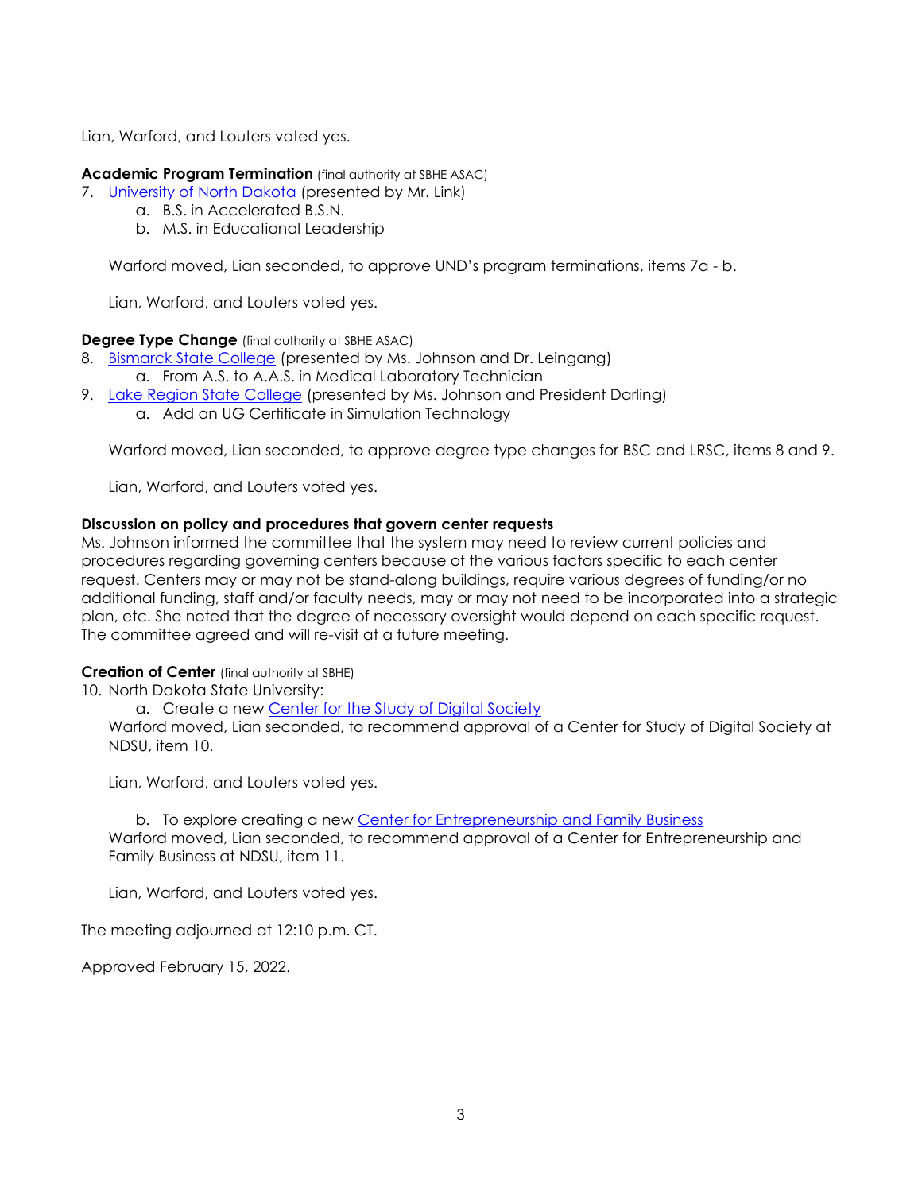Lian, Warford, and Louters voted yes.

**Academic Program Termination** (final authority at SBHE ASAC)

7. University of North Dakota (presented by Mr. Link)
    a. B.S. in Accelerated B.S.N.
    b. M.S. in Educational Leadership

   Warford moved, Lian seconded, to approve UND's program terminations, items 7a - b.

   Lian, Warford, and Louters voted yes.

**Degree Type Change** (final authority at SBHE ASAC)

8. Bismarck State College (presented by Ms. Johnson and Dr. Leingang)
    a. From A.S. to A.A.S. in Medical Laboratory Technician
9. Lake Region State College (presented by Ms. Johnson and President Darling)
    a. Add an UG Certificate in Simulation Technology

   Warford moved, Lian seconded, to approve degree type changes for BSC and LRSC, items 8 and 9.

   Lian, Warford, and Louters voted yes.

**Discussion on policy and procedures that govern center requests**

Ms. Johnson informed the committee that the system may need to review current policies and procedures regarding governing centers because of the various factors specific to each center request. Centers may or may not be stand-along buildings, require various degrees of funding/or no additional funding, staff and/or faculty needs, may or may not need to be incorporated into a strategic plan, etc. She noted that the degree of necessary oversight would depend on each specific request. The committee agreed and will re-visit at a future meeting.

**Creation of Center** (final authority at SBHE)

10. North Dakota State University:
    a. Create a new Center for the Study of Digital Society

   Warford moved, Lian seconded, to recommend approval of a Center for Study of Digital Society at NDSU, item 10.

   Lian, Warford, and Louters voted yes.

    b. To explore creating a new Center for Entrepreneurship and Family Business

   Warford moved, Lian seconded, to recommend approval of a Center for Entrepreneurship and Family Business at NDSU, item 11.

   Lian, Warford, and Louters voted yes.

The meeting adjourned at 12:10 p.m. CT.

Approved February 15, 2022.